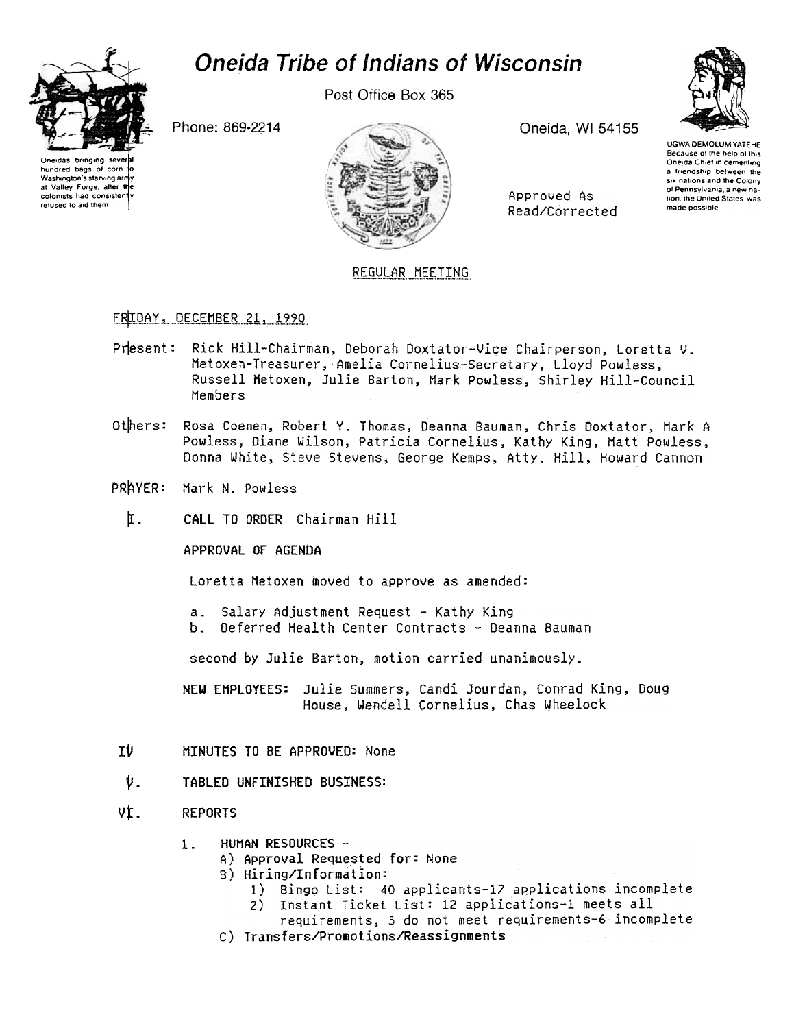# Oneida Tribe of Indians of Wisconsin

Post Office Box 365

Phone: 869-2214

Oneida, WI 54155

Oneidas bringing several hundred bags of corn to Washington's starving army at Valley Forge, after the colonists had consistently refused to aid them

UGWA DEMOLUM YATEHE Because of the help of this Oneida Chief in cementing a friendship between the six nations and the Colony of Pennsylvania, a new nation, the United States, was made possible

Approved As Read/Corrected

REGULAR MEETING

FRIDAY, DECEMBER 21, 1990

Present: Rick Hill-Chairman, Deborah Doxtator-Vice Chairperson, Loretta V. Metoxen-Treasurer, Amelia Cornelius-Secretary, Lloyd Powless, Russell Metoxen, Julie Barton, Mark Powless, Shirley Hill-Council Members

Others: Rosa Coenen, Robert Y. Thomas, Deanna Bauman, Chris Doxtator, Mark A Powless, Diane Wilson, Patricia Cornelius, Kathy King, Matt Powless, Donna White, Steve Stevens, George Kemps, Atty. Hill, Howard Cannon

PRAYER: Mark N. Powless

I. CALL TO ORDER Chairman Hill

APPROVAL OF AGENDA

Loretta Metoxen moved to approve as amended:

a. Salary Adjustment Request - Kathy King
b. Deferred Health Center Contracts - Deanna Bauman

second by Julie Barton, motion carried unanimously.

NEW EMPLOYEES: Julie Summers, Candi Jourdan, Conrad King, Doug House, Wendell Cornelius, Chas Wheelock

IV MINUTES TO BE APPROVED: None

V. TABLED UNFINISHED BUSINESS:

VI. REPORTS

1. HUMAN RESOURCES -
   A) Approval Requested for: None
   B) Hiring/Information:
      1) Bingo List: 40 applicants-17 applications incomplete
      2) Instant Ticket List: 12 applications-1 meets all requirements, 5 do not meet requirements-6 incomplete
   C) Transfers/Promotions/Reassignments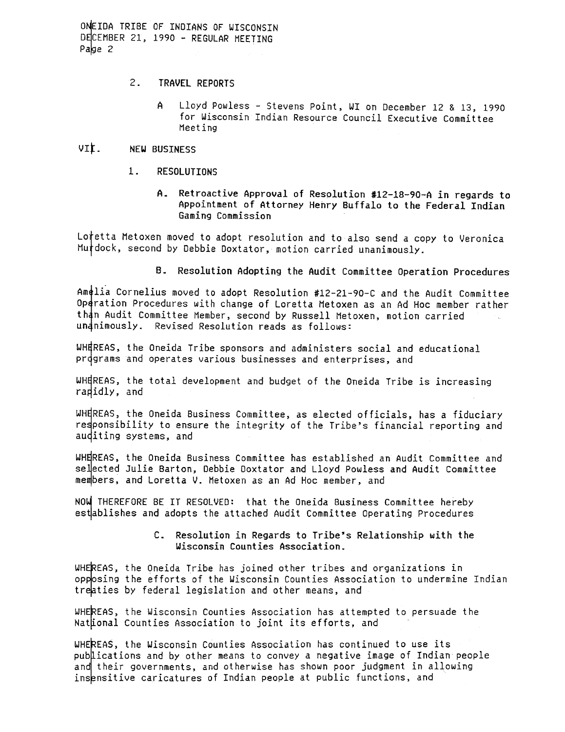2. TRAVEL REPORTS

A Lloyd Powless - Stevens Point, WI on December 12 & 13, 1990 for Wisconsin Indian Resource Council Executive Committee Meeting

VII. NEW BUSINESS

1. RESOLUTIONS

**A. Retroactive Approval of Resolution #12-18-90-A in regards to Appointment of Attorney Henry Buffalo to the Federal Indian Gaming Commission**

Loretta Metoxen moved to adopt resolution and to also send a copy to Veronica Murdock, second by Debbie Doxtator, motion carried unanimously.

**B. Resolution Adopting the Audit Committee Operation Procedures**

Amelia Cornelius moved to adopt Resolution #12-21-90-C and the Audit Committee Operation Procedures with change of Loretta Metoxen as an Ad Hoc member rather than Audit Committee Member, second by Russell Metoxen, motion carried unanimously. Revised Resolution reads as follows:

WHEREAS, the Oneida Tribe sponsors and administers social and educational programs and operates various businesses and enterprises, and

WHEREAS, the total development and budget of the Oneida Tribe is increasing rapidly, and

WHEREAS, the Oneida Business Committee, as elected officials, has a fiduciary responsibility to ensure the integrity of the Tribe's financial reporting and auditing systems, and

WHEREAS, the Oneida Business Committee has established an Audit Committee and selected Julie Barton, Debbie Doxtator and Lloyd Powless and Audit Committee members, and Loretta V. Metoxen as an Ad Hoc member, and

NOW THEREFORE BE IT RESOLVED: that the Oneida Business Committee hereby establishes and adopts the attached Audit Committee Operating Procedures

**C. Resolution in Regards to Tribe's Relationship with the Wisconsin Counties Association.**

WHEREAS, the Oneida Tribe has joined other tribes and organizations in opposing the efforts of the Wisconsin Counties Association to undermine Indian treaties by federal legislation and other means, and

WHEREAS, the Wisconsin Counties Association has attempted to persuade the National Counties Association to joint its efforts, and

WHEREAS, the Wisconsin Counties Association has continued to use its publications and by other means to convey a negative image of Indian people and their governments, and otherwise has shown poor judgment in allowing insensitive caricatures of Indian people at public functions, and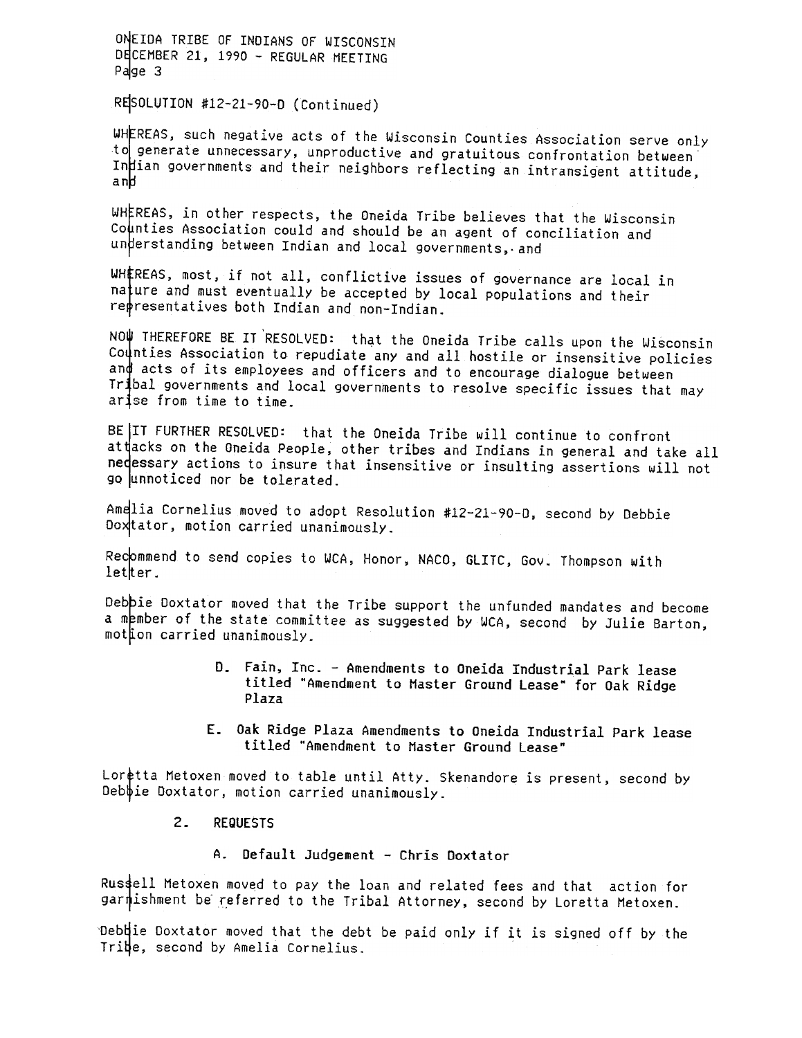RESOLUTION #12-21-90-D (Continued)

WHEREAS, such negative acts of the Wisconsin Counties Association serve only to generate unnecessary, unproductive and gratuitous confrontation between Indian governments and their neighbors reflecting an intransigent attitude, and

WHEREAS, in other respects, the Oneida Tribe believes that the Wisconsin Counties Association could and should be an agent of conciliation and understanding between Indian and local governments, and

WHEREAS, most, if not all, conflictive issues of governance are local in nature and must eventually be accepted by local populations and their representatives both Indian and non-Indian.

NOW THEREFORE BE IT RESOLVED: that the Oneida Tribe calls upon the Wisconsin Counties Association to repudiate any and all hostile or insensitive policies and acts of its employees and officers and to encourage dialogue between Tribal governments and local governments to resolve specific issues that may arise from time to time.

BE IT FURTHER RESOLVED: that the Oneida Tribe will continue to confront attacks on the Oneida People, other tribes and Indians in general and take all necessary actions to insure that insensitive or insulting assertions will not go unnoticed nor be tolerated.

Amelia Cornelius moved to adopt Resolution #12-21-90-D, second by Debbie Doxtator, motion carried unanimously.

Recommend to send copies to WCA, Honor, NACO, GLITC, Gov. Thompson with letter.

Debbie Doxtator moved that the Tribe support the unfunded mandates and become a member of the state committee as suggested by WCA, second by Julie Barton, motion carried unanimously.

D. Fain, Inc. - Amendments to Oneida Industrial Park lease titled "Amendment to Master Ground Lease" for Oak Ridge Plaza

E. Oak Ridge Plaza Amendments to Oneida Industrial Park lease titled "Amendment to Master Ground Lease"

Loretta Metoxen moved to table until Atty. Skenandore is present, second by Debbie Doxtator, motion carried unanimously.

2. REQUESTS

A. Default Judgement - Chris Doxtator

Russell Metoxen moved to pay the loan and related fees and that action for garnishment be referred to the Tribal Attorney, second by Loretta Metoxen.

Debbie Doxtator moved that the debt be paid only if it is signed off by the Tribe, second by Amelia Cornelius.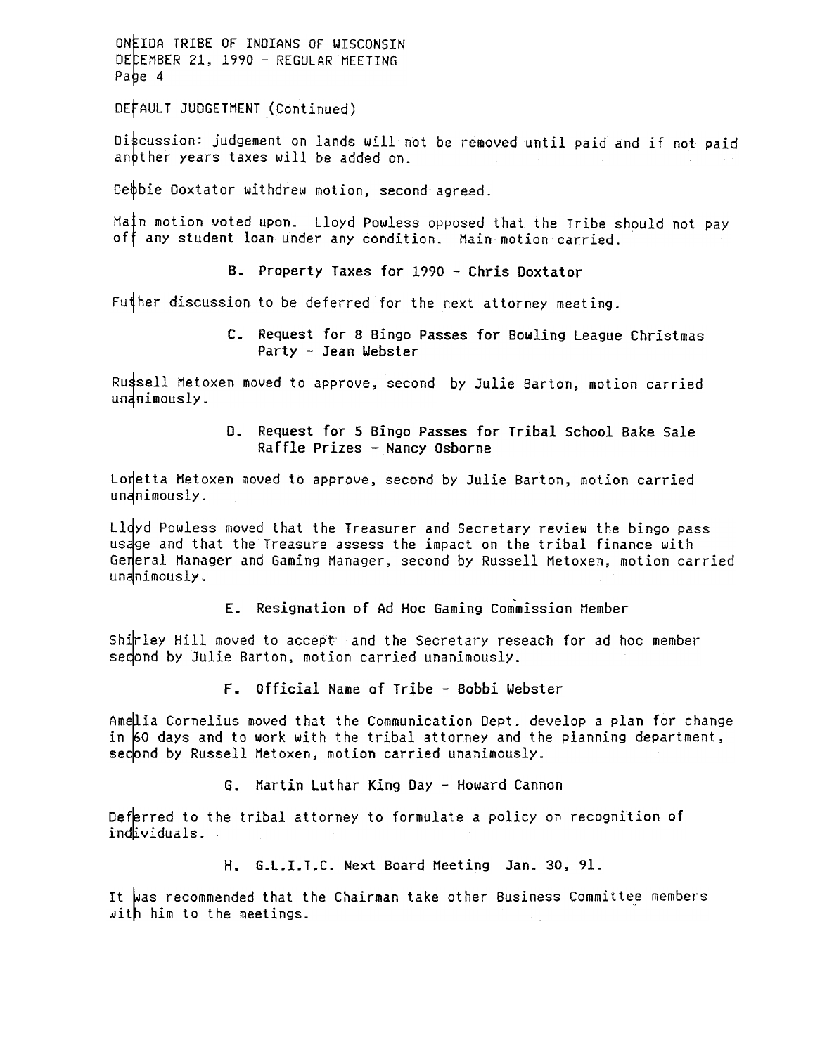DEFAULT JUDGETMENT (Continued)

Discussion: judgement on lands will not be removed until paid and if not paid another years taxes will be added on.

Debbie Doxtator withdrew motion, second agreed.

Main motion voted upon. Lloyd Powless opposed that the Tribe should not pay off any student loan under any condition. Main motion carried.

### B. Property Taxes for 1990 - Chris Doxtator

Futher discussion to be deferred for the next attorney meeting.

### C. Request for 8 Bingo Passes for Bowling League Christmas Party - Jean Webster

Russell Metoxen moved to approve, second by Julie Barton, motion carried unanimously.

### D. Request for 5 Bingo Passes for Tribal School Bake Sale Raffle Prizes - Nancy Osborne

Loretta Metoxen moved to approve, second by Julie Barton, motion carried unanimously.

Lloyd Powless moved that the Treasurer and Secretary review the bingo pass usage and that the Treasure assess the impact on the tribal finance with General Manager and Gaming Manager, second by Russell Metoxen, motion carried unanimously.

### E. Resignation of Ad Hoc Gaming Commission Member

Shirley Hill moved to accept and the Secretary reseach for ad hoc member second by Julie Barton, motion carried unanimously.

### F. Official Name of Tribe - Bobbi Webster

Amelia Cornelius moved that the Communication Dept. develop a plan for change in 60 days and to work with the tribal attorney and the planning department, second by Russell Metoxen, motion carried unanimously.

### G. Martin Luthar King Day - Howard Cannon

Deferred to the tribal attorney to formulate a policy on recognition of individuals.

### H. G.L.I.T.C. Next Board Meeting Jan. 30, 91.

It was recommended that the Chairman take other Business Committee members with him to the meetings.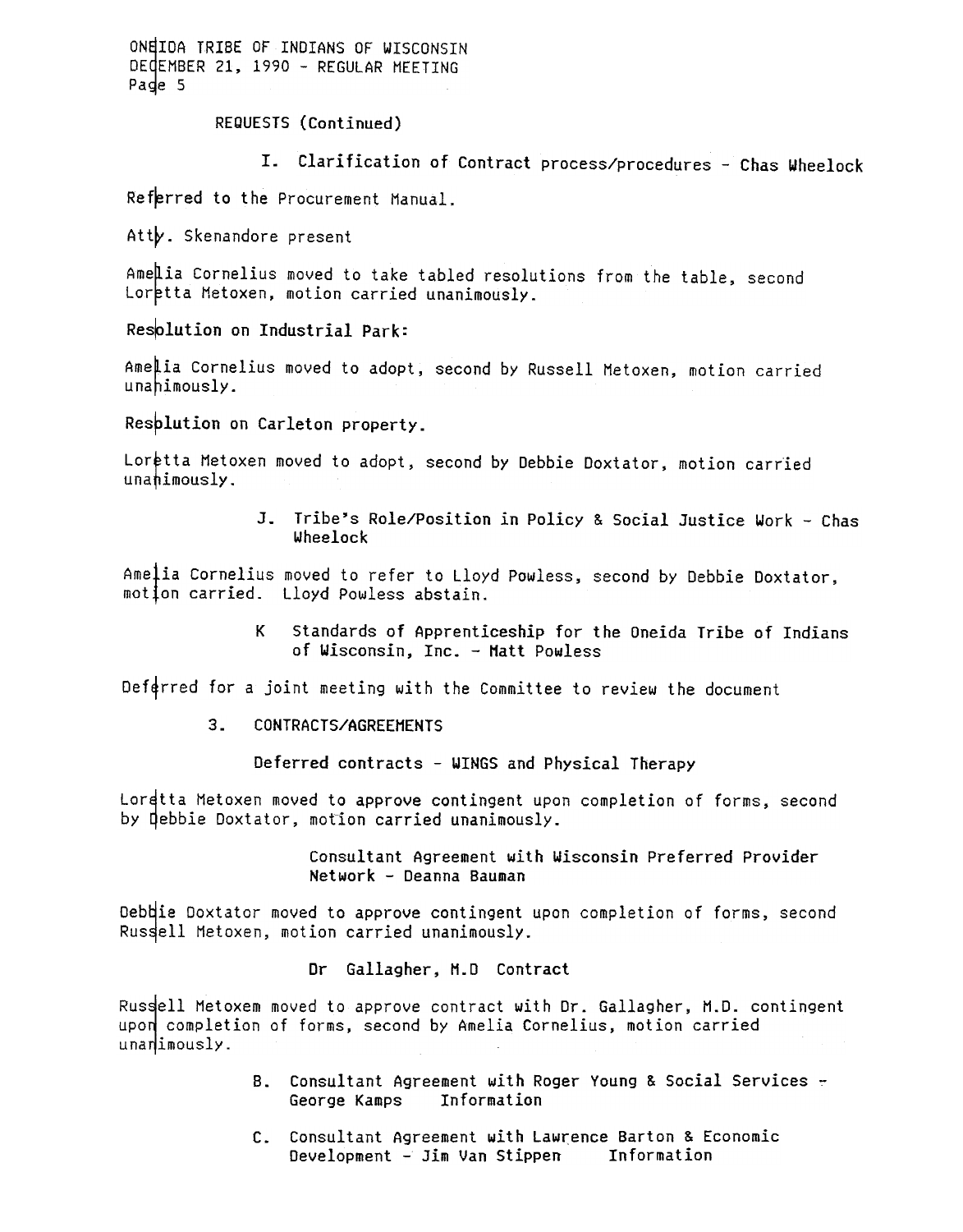REQUESTS (Continued)

I. Clarification of Contract process/procedures - Chas Wheelock

Referred to the Procurement Manual.

Atty. Skenandore present

Amelia Cornelius moved to take tabled resolutions from the table, second Loretta Metoxen, motion carried unanimously.

**Resolution on Industrial Park:**

Amelia Cornelius moved to adopt, second by Russell Metoxen, motion carried unanimously.

**Resolution on Carleton property.**

Loretta Metoxen moved to adopt, second by Debbie Doxtator, motion carried unanimously.

J. Tribe's Role/Position in Policy & Social Justice Work - Chas Wheelock

Amelia Cornelius moved to refer to Lloyd Powless, second by Debbie Doxtator, motion carried. Lloyd Powless abstain.

K Standards of Apprenticeship for the Oneida Tribe of Indians of Wisconsin, Inc. - Matt Powless

Deferred for a joint meeting with the Committee to review the document

3. CONTRACTS/AGREEMENTS

Deferred contracts - WINGS and Physical Therapy

Loretta Metoxen moved to approve contingent upon completion of forms, second by Debbie Doxtator, motion carried unanimously.

Consultant Agreement with Wisconsin Preferred Provider Network - Deanna Bauman

Debbie Doxtator moved to approve contingent upon completion of forms, second Russell Metoxen, motion carried unanimously.

Dr Gallagher, M.D Contract

Russell Metoxem moved to approve contract with Dr. Gallagher, M.D. contingent upon completion of forms, second by Amelia Cornelius, motion carried unanimously.

B. Consultant Agreement with Roger Young & Social Services - George Kamps Information

C. Consultant Agreement with Lawrence Barton & Economic Development - Jim Van Stippen Information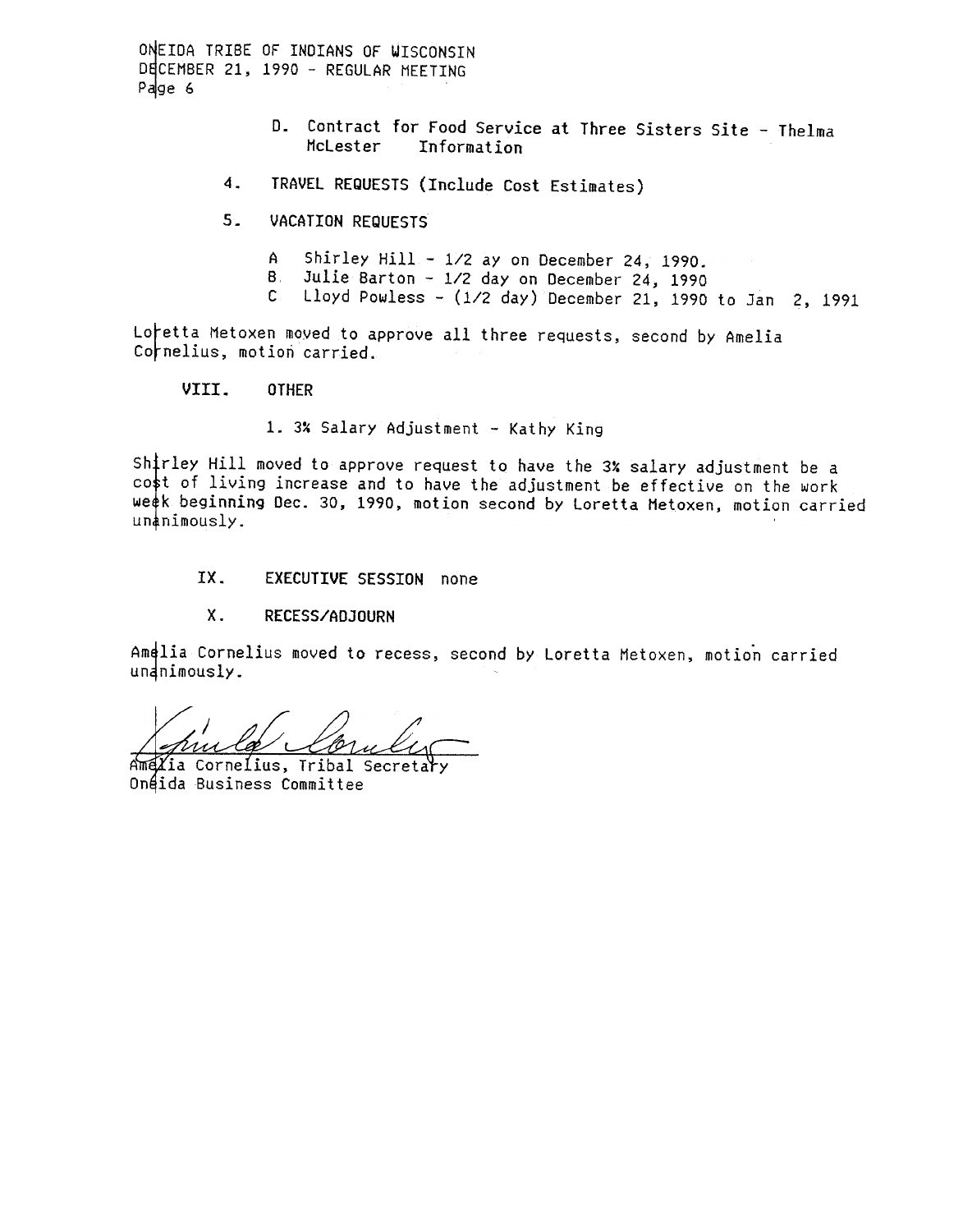D. Contract for Food Service at Three Sisters Site - Thelma McLester Information

4. TRAVEL REQUESTS (Include Cost Estimates)

5. VACATION REQUESTS

A Shirley Hill - 1/2 ay on December 24, 1990.
B. Julie Barton - 1/2 day on December 24, 1990
C Lloyd Powless - (1/2 day) December 21, 1990 to Jan 2, 1991

Loretta Metoxen moved to approve all three requests, second by Amelia Cornelius, motion carried.

## VIII. OTHER

1. 3% Salary Adjustment - Kathy King

Shirley Hill moved to approve request to have the 3% salary adjustment be a cost of living increase and to have the adjustment be effective on the work week beginning Dec. 30, 1990, motion second by Loretta Metoxen, motion carried unanimously.

## IX. EXECUTIVE SESSION none

## X. RECESS/ADJOURN

Amelia Cornelius moved to recess, second by Loretta Metoxen, motion carried unanimously.

Amelia Cornelius, Tribal Secretary
Oneida Business Committee